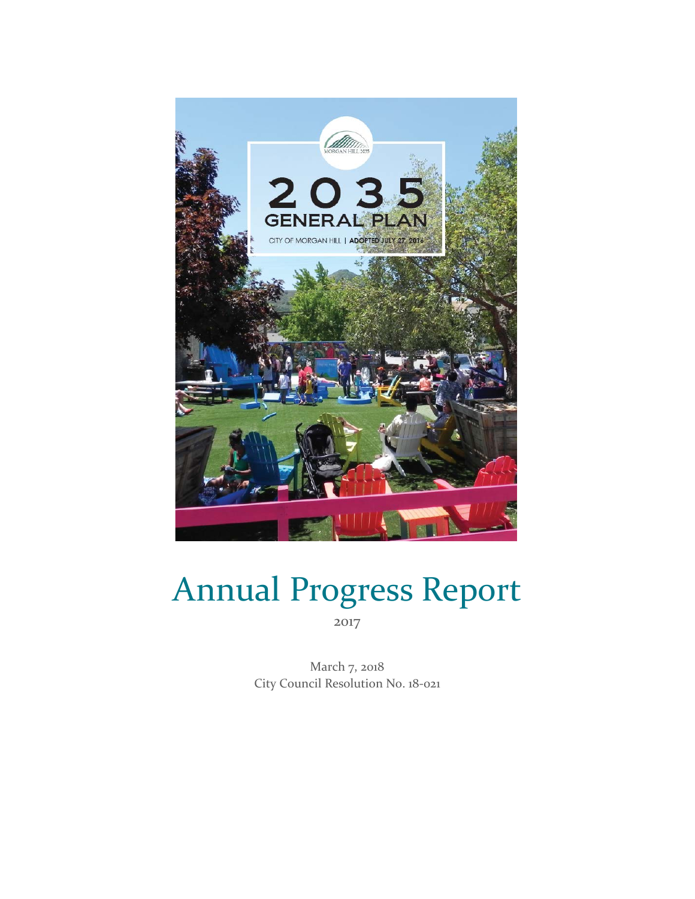MORGAN HILL 2035

# 2035 GENERAL PLAN

CITY OF MORGAN HILL | ADOPTED JULY 27, 2016

# Annual Progress Report

2017

March 7, 2018
City Council Resolution No. 18-021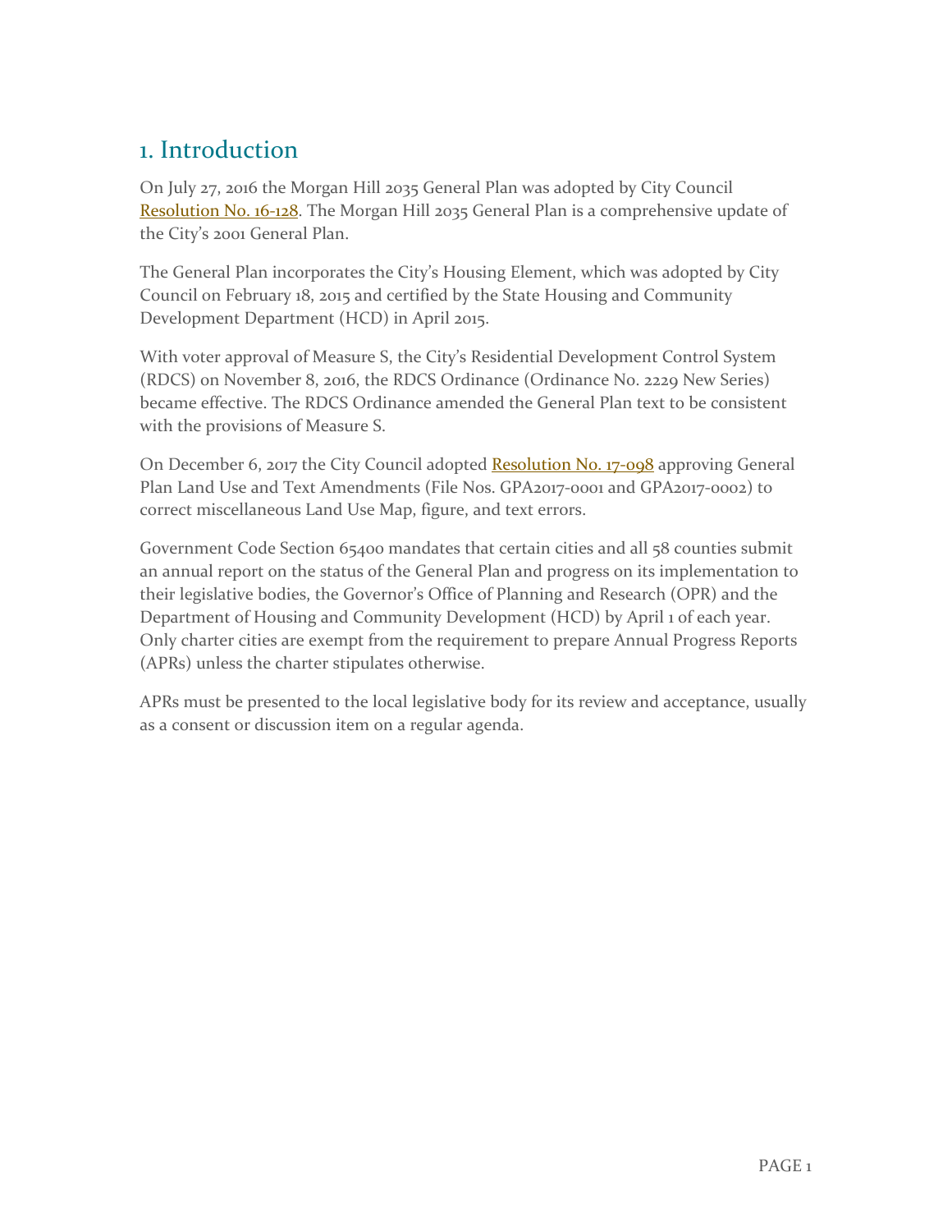# 1. Introduction

On July 27, 2016 the Morgan Hill 2035 General Plan was adopted by City Council Resolution No. 16-128. The Morgan Hill 2035 General Plan is a comprehensive update of the City's 2001 General Plan.

The General Plan incorporates the City's Housing Element, which was adopted by City Council on February 18, 2015 and certified by the State Housing and Community Development Department (HCD) in April 2015.

With voter approval of Measure S, the City's Residential Development Control System (RDCS) on November 8, 2016, the RDCS Ordinance (Ordinance No. 2229 New Series) became effective. The RDCS Ordinance amended the General Plan text to be consistent with the provisions of Measure S.

On December 6, 2017 the City Council adopted Resolution No. 17-098 approving General Plan Land Use and Text Amendments (File Nos. GPA2017-0001 and GPA2017-0002) to correct miscellaneous Land Use Map, figure, and text errors.

Government Code Section 65400 mandates that certain cities and all 58 counties submit an annual report on the status of the General Plan and progress on its implementation to their legislative bodies, the Governor's Office of Planning and Research (OPR) and the Department of Housing and Community Development (HCD) by April 1 of each year. Only charter cities are exempt from the requirement to prepare Annual Progress Reports (APRs) unless the charter stipulates otherwise.

APRs must be presented to the local legislative body for its review and acceptance, usually as a consent or discussion item on a regular agenda.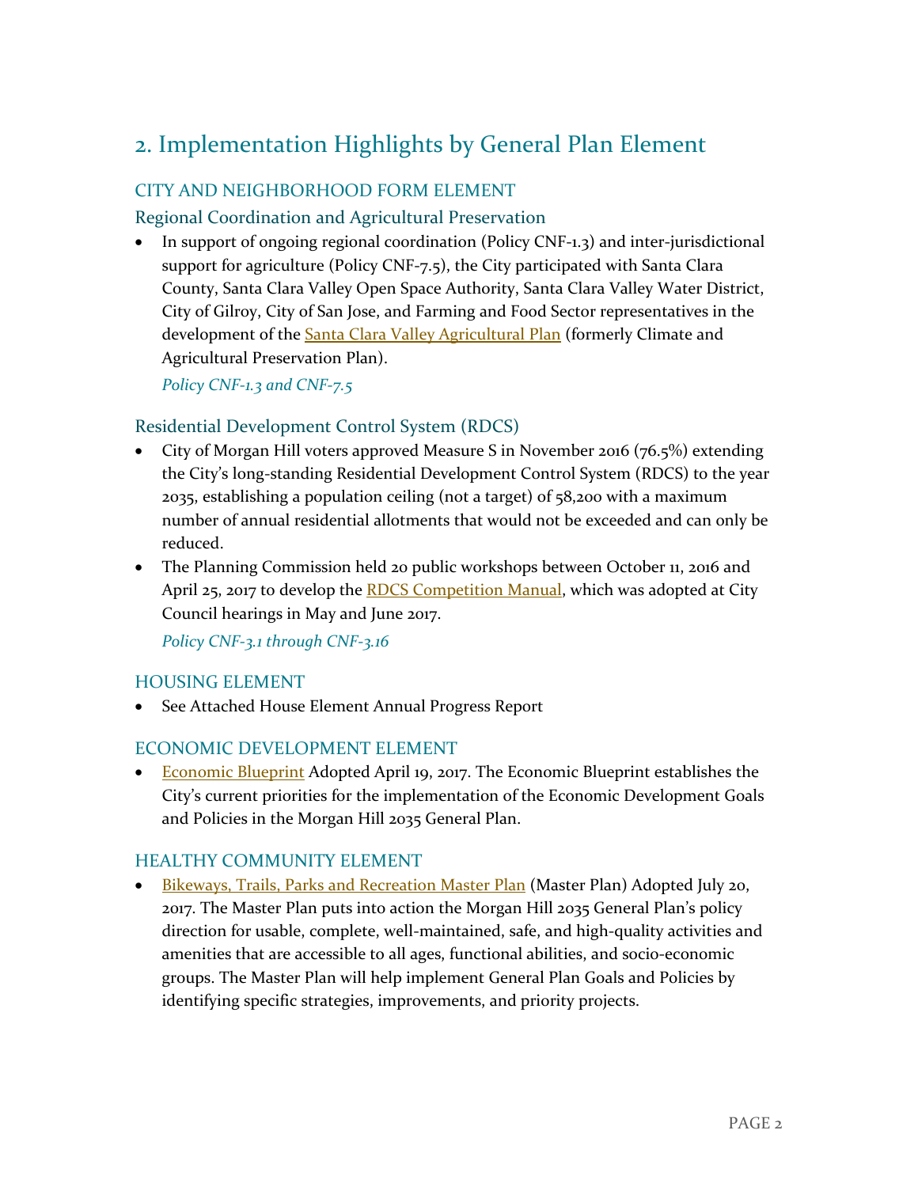## 2. Implementation Highlights by General Plan Element

### CITY AND NEIGHBORHOOD FORM ELEMENT

#### Regional Coordination and Agricultural Preservation

- In support of ongoing regional coordination (Policy CNF-1.3) and inter-jurisdictional support for agriculture (Policy CNF-7.5), the City participated with Santa Clara County, Santa Clara Valley Open Space Authority, Santa Clara Valley Water District, City of Gilroy, City of San Jose, and Farming and Food Sector representatives in the development of the Santa Clara Valley Agricultural Plan (formerly Climate and Agricultural Preservation Plan).

  *Policy CNF-1.3 and CNF-7.5*

#### Residential Development Control System (RDCS)

- City of Morgan Hill voters approved Measure S in November 2016 (76.5%) extending the City's long-standing Residential Development Control System (RDCS) to the year 2035, establishing a population ceiling (not a target) of 58,200 with a maximum number of annual residential allotments that would not be exceeded and can only be reduced.
- The Planning Commission held 20 public workshops between October 11, 2016 and April 25, 2017 to develop the RDCS Competition Manual, which was adopted at City Council hearings in May and June 2017.

  *Policy CNF-3.1 through CNF-3.16*

### HOUSING ELEMENT

- See Attached House Element Annual Progress Report

### ECONOMIC DEVELOPMENT ELEMENT

- Economic Blueprint Adopted April 19, 2017. The Economic Blueprint establishes the City's current priorities for the implementation of the Economic Development Goals and Policies in the Morgan Hill 2035 General Plan.

### HEALTHY COMMUNITY ELEMENT

- Bikeways, Trails, Parks and Recreation Master Plan (Master Plan) Adopted July 20, 2017. The Master Plan puts into action the Morgan Hill 2035 General Plan's policy direction for usable, complete, well-maintained, safe, and high-quality activities and amenities that are accessible to all ages, functional abilities, and socio-economic groups. The Master Plan will help implement General Plan Goals and Policies by identifying specific strategies, improvements, and priority projects.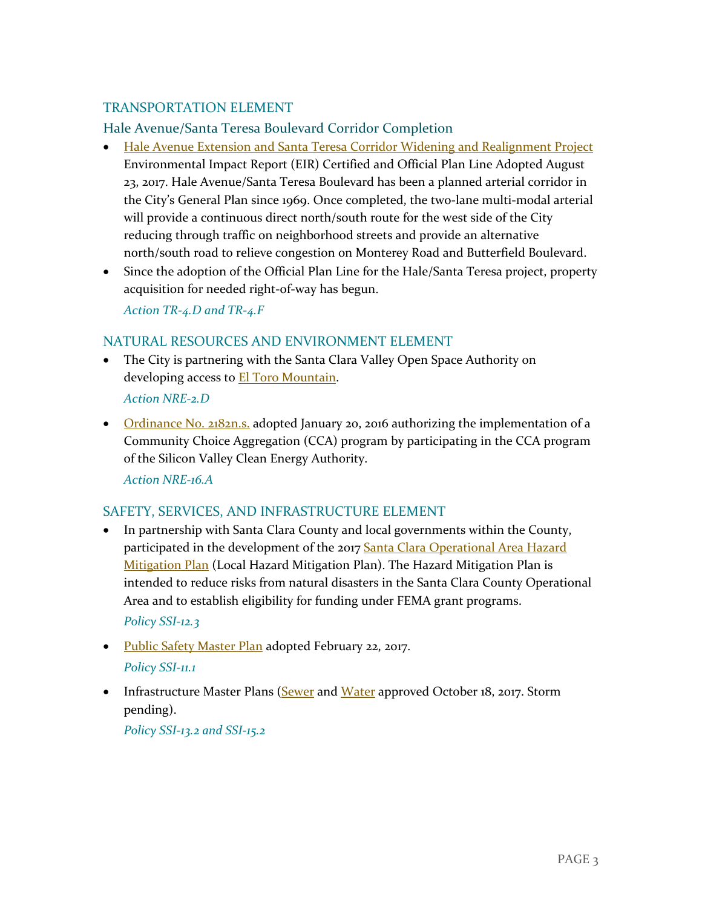## TRANSPORTATION ELEMENT

### Hale Avenue/Santa Teresa Boulevard Corridor Completion

- Hale Avenue Extension and Santa Teresa Corridor Widening and Realignment Project Environmental Impact Report (EIR) Certified and Official Plan Line Adopted August 23, 2017. Hale Avenue/Santa Teresa Boulevard has been a planned arterial corridor in the City's General Plan since 1969. Once completed, the two-lane multi-modal arterial will provide a continuous direct north/south route for the west side of the City reducing through traffic on neighborhood streets and provide an alternative north/south road to relieve congestion on Monterey Road and Butterfield Boulevard.
- Since the adoption of the Official Plan Line for the Hale/Santa Teresa project, property acquisition for needed right-of-way has begun.

  *Action TR-4.D and TR-4.F*

## NATURAL RESOURCES AND ENVIRONMENT ELEMENT

- The City is partnering with the Santa Clara Valley Open Space Authority on developing access to El Toro Mountain.

  *Action NRE-2.D*

- Ordinance No. 2182n.s. adopted January 20, 2016 authorizing the implementation of a Community Choice Aggregation (CCA) program by participating in the CCA program of the Silicon Valley Clean Energy Authority.

  *Action NRE-16.A*

## SAFETY, SERVICES, AND INFRASTRUCTURE ELEMENT

- In partnership with Santa Clara County and local governments within the County, participated in the development of the 2017 Santa Clara Operational Area Hazard Mitigation Plan (Local Hazard Mitigation Plan). The Hazard Mitigation Plan is intended to reduce risks from natural disasters in the Santa Clara County Operational Area and to establish eligibility for funding under FEMA grant programs.

  *Policy SSI-12.3*

- Public Safety Master Plan adopted February 22, 2017.

  *Policy SSI-11.1*

- Infrastructure Master Plans (Sewer and Water approved October 18, 2017. Storm pending).

  *Policy SSI-13.2 and SSI-15.2*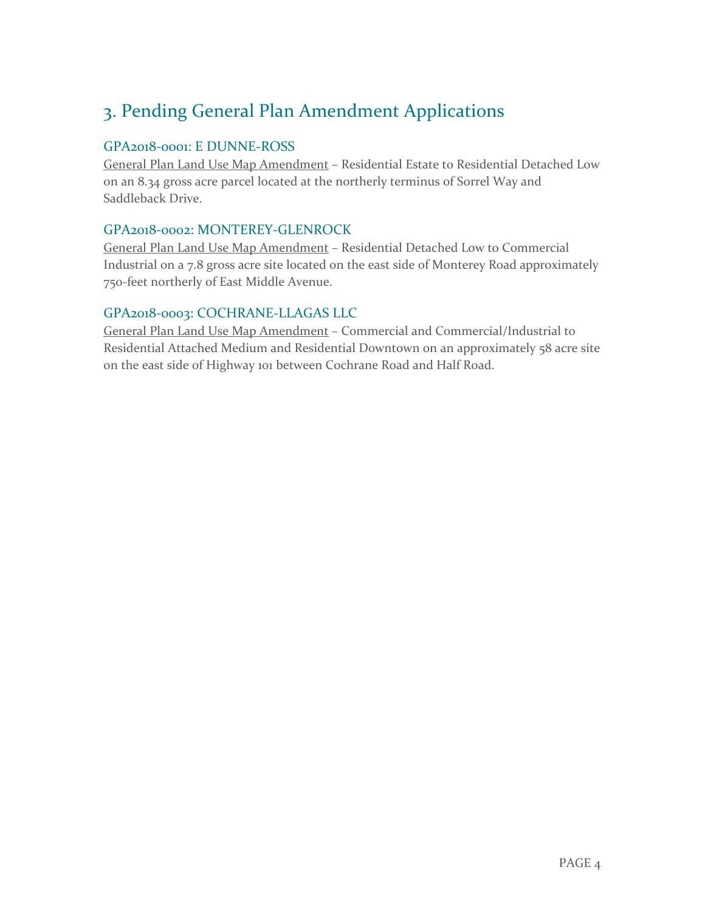# 3. Pending General Plan Amendment Applications

### GPA2018-0001: E DUNNE-ROSS

General Plan Land Use Map Amendment – Residential Estate to Residential Detached Low on an 8.34 gross acre parcel located at the northerly terminus of Sorrel Way and Saddleback Drive.

### GPA2018-0002: MONTEREY-GLENROCK

General Plan Land Use Map Amendment – Residential Detached Low to Commercial Industrial on a 7.8 gross acre site located on the east side of Monterey Road approximately 750-feet northerly of East Middle Avenue.

### GPA2018-0003: COCHRANE-LLAGAS LLC

General Plan Land Use Map Amendment – Commercial and Commercial/Industrial to Residential Attached Medium and Residential Downtown on an approximately 58 acre site on the east side of Highway 101 between Cochrane Road and Half Road.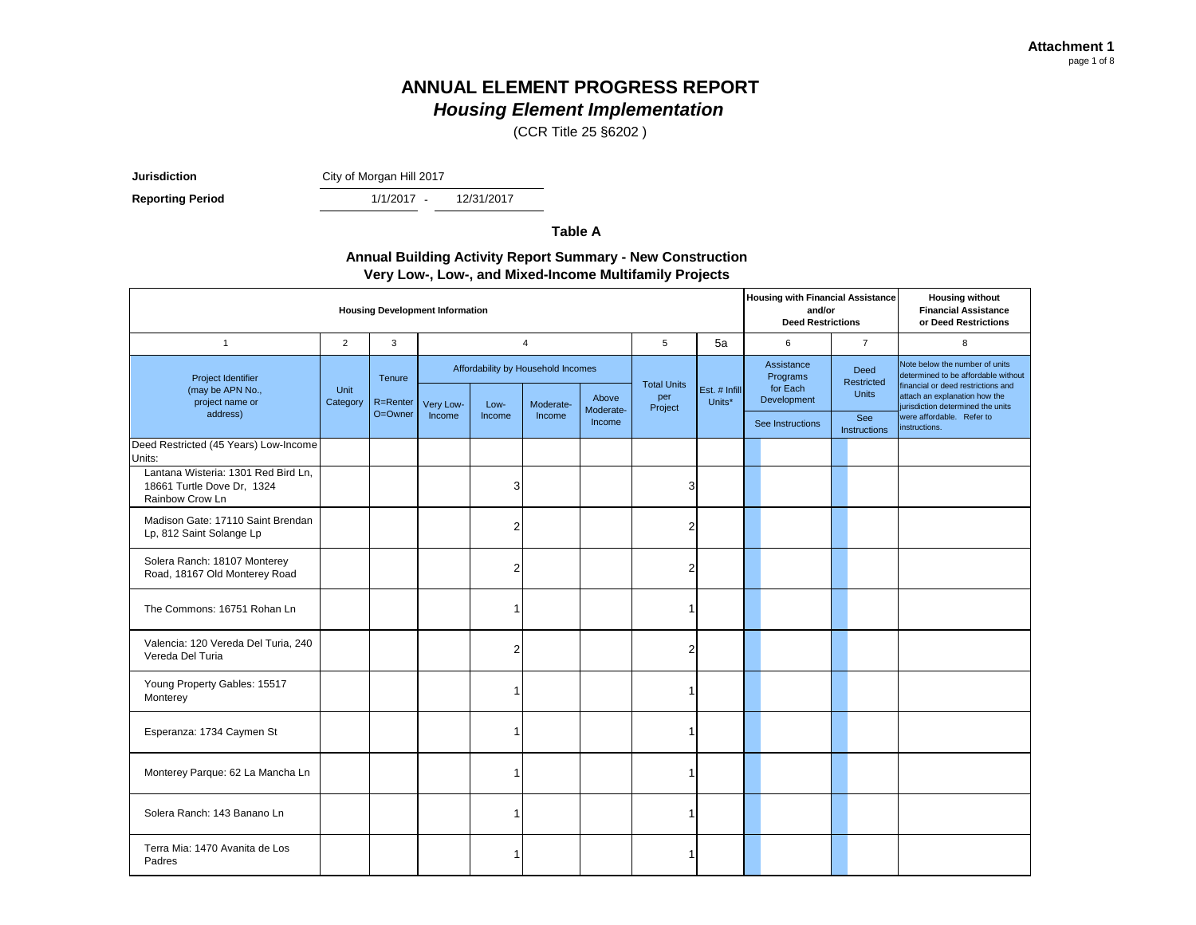**Attachment 1**
page 1 of 8

# ANNUAL ELEMENT PROGRESS REPORT
## *Housing Element Implementation*
(CCR Title 25 §6202 )

**Jurisdiction** City of Morgan Hill 2017

**Reporting Period** 1/1/2017 - 12/31/2017

### Table A

### Annual Building Activity Report Summary - New Construction Very Low-, Low-, and Mixed-Income Multifamily Projects

| Housing Development Information | | | | | | | | | Housing with Financial Assistance and/or Deed Restrictions | | Housing without Financial Assistance or Deed Restrictions |
|---|---|---|---|---|---|---|---|---|---|---|---|
| 1 | 2 | 3 | 4 | | | | 5 | 5a | 6 | 7 | 8 |
| Project Identifier (may be APN No., project name or address) | Unit Category | Tenure R=Renter O=Owner | Affordability by Household Incomes | | | | Total Units per Project | Est. # Infill Units* | Assistance Programs for Each Development | Deed Restricted Units | Note below the number of units determined to be affordable without financial or deed restrictions and attach an explanation how the jurisdiction determined the units were affordable. Refer to instructions. |
| | | | Very Low-Income | Low-Income | Moderate-Income | Above Moderate-Income | | | See Instructions | See Instructions | |
| Deed Restricted (45 Years) Low-Income Units: | | | | | | | | | | | |
| Lantana Wisteria: 1301 Red Bird Ln, 18661 Turtle Dove Dr, 1324 Rainbow Crow Ln | | | | 3 | | | 3 | | | | |
| Madison Gate: 17110 Saint Brendan Lp, 812 Saint Solange Lp | | | | 2 | | | 2 | | | | |
| Solera Ranch: 18107 Monterey Road, 18167 Old Monterey Road | | | | 2 | | | 2 | | | | |
| The Commons: 16751 Rohan Ln | | | | 1 | | | 1 | | | | |
| Valencia: 120 Vereda Del Turia, 240 Vereda Del Turia | | | | 2 | | | 2 | | | | |
| Young Property Gables: 15517 Monterey | | | | 1 | | | 1 | | | | |
| Esperanza: 1734 Caymen St | | | | 1 | | | 1 | | | | |
| Monterey Parque: 62 La Mancha Ln | | | | 1 | | | 1 | | | | |
| Solera Ranch: 143 Banano Ln | | | | 1 | | | 1 | | | | |
| Terra Mia: 1470 Avanita de Los Padres | | | | 1 | | | 1 | | | | |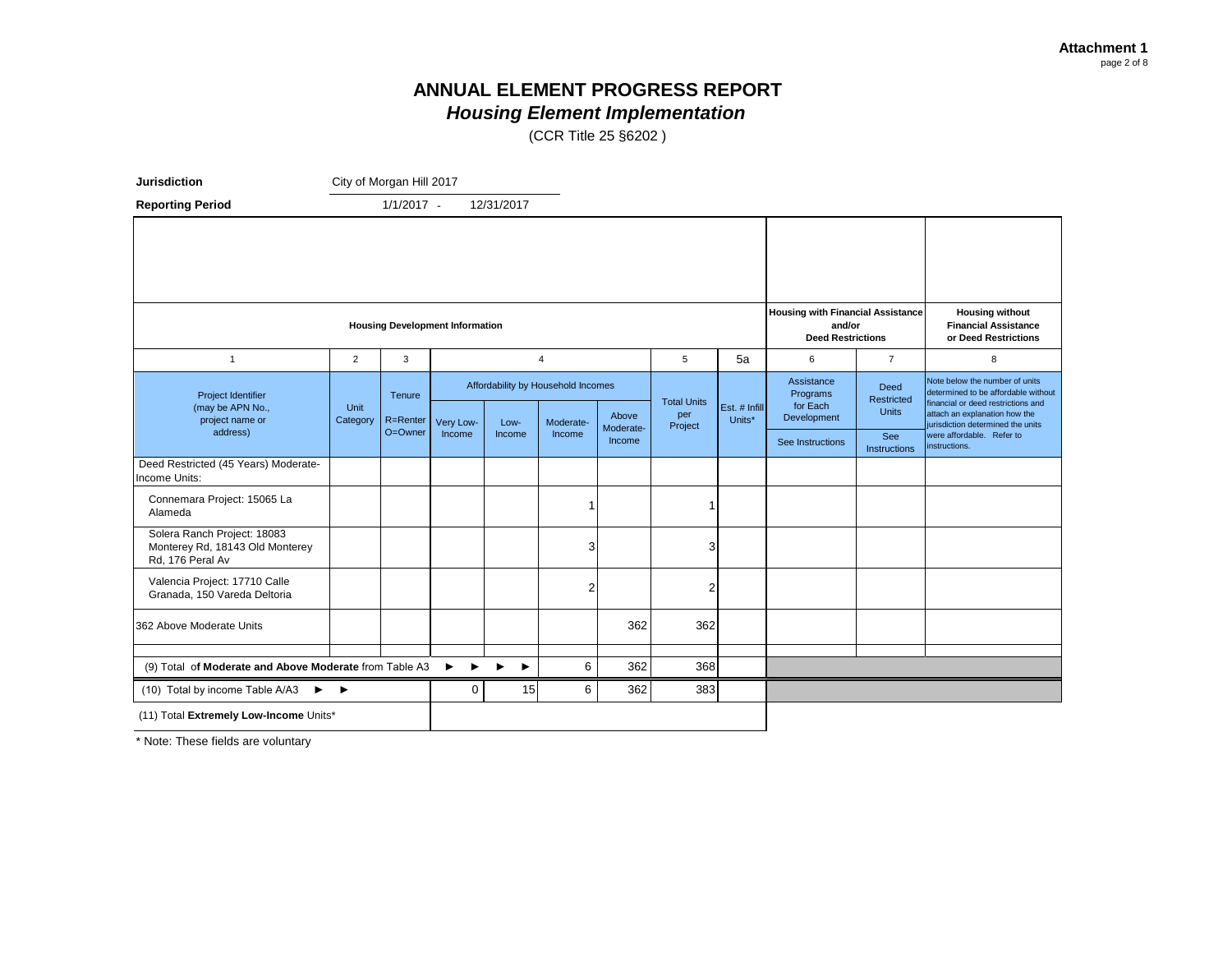**Attachment 1**
page 2 of 8

# ANNUAL ELEMENT PROGRESS REPORT
## *Housing Element Implementation*

(CCR Title 25 §6202 )

**Jurisdiction** City of Morgan Hill 2017

**Reporting Period** 1/1/2017 - 12/31/2017

| **Housing Development Information** | | | | | | | | | **Housing with Financial Assistance and/or Deed Restrictions** | | **Housing without Financial Assistance or Deed Restrictions** |
|---|---|---|---|---|---|---|---|---|---|---|---|
| 1 | 2 | 3 | 4 | | | | 5 | 5a | 6 | 7 | 8 |
| Project Identifier (may be APN No., project name or address) | Unit Category | Tenure R=Renter O=Owner | Affordability by Household Incomes | | | | Total Units per Project | Est. # Infill Units* | Assistance Programs for Each Development | Deed Restricted Units | Note below the number of units determined to be affordable without financial or deed restrictions and attach an explanation how the jurisdiction determined the units were affordable. Refer to instructions. |
| | | | Very Low-Income | Low-Income | Moderate-Income | Above Moderate-Income | | | See Instructions | See Instructions | |
| Deed Restricted (45 Years) Moderate-Income Units: | | | | | | | | | | | |
| Connemara Project: 15065 La Alameda | | | | | 1 | | 1 | | | | |
| Solera Ranch Project: 18083 Monterey Rd, 18143 Old Monterey Rd, 176 Peral Av | | | | | 3 | | 3 | | | | |
| Valencia Project: 17710 Calle Granada, 150 Vareda Deltoria | | | | | 2 | | 2 | | | | |
| 362 Above Moderate Units | | | | | | 362 | 362 | | | | |
| | | | | | | | | | | | |
| (9) Total of **Moderate and Above Moderate** from Table A3 ► ► ► ► | | | | | 6 | 362 | 368 | | | | |
| (10) Total by income Table A/A3 ► ► | | | 0 | 15 | 6 | 362 | 383 | | | | |
| (11) Total **Extremely Low-Income** Units* | | | | | | | | | | | |

\* Note: These fields are voluntary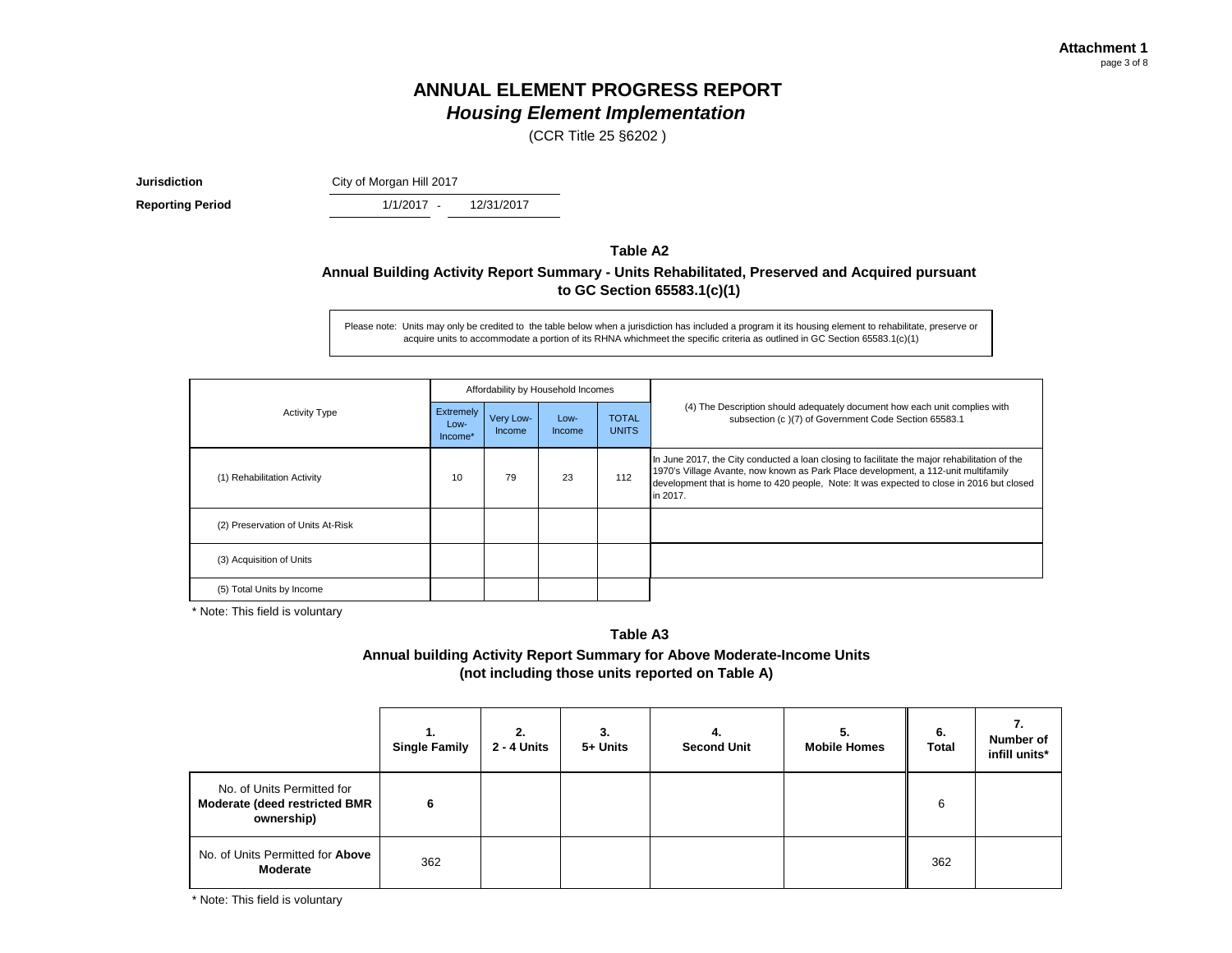**Attachment 1**

# ANNUAL ELEMENT PROGRESS REPORT
## *Housing Element Implementation*

(CCR Title 25 §6202 )

**Jurisdiction** City of Morgan Hill 2017

**Reporting Period** 1/1/2017 - 12/31/2017

### Table A2

**Annual Building Activity Report Summary - Units Rehabilitated, Preserved and Acquired pursuant to GC Section 65583.1(c)(1)**

Please note: Units may only be credited to the table below when a jurisdiction has included a program it its housing element to rehabilitate, preserve or acquire units to accommodate a portion of its RHNA whichmeet the specific criteria as outlined in GC Section 65583.1(c)(1)

| Activity Type | Affordability by Household Incomes | | | | (4) The Description should adequately document how each unit complies with subsection (c )(7) of Government Code Section 65583.1 |
|---|---|---|---|---|---|
| | Extremely Low-Income* | Very Low-Income | Low-Income | TOTAL UNITS | |
| (1) Rehabilitation Activity | 10 | 79 | 23 | 112 | In June 2017, the City conducted a loan closing to facilitate the major rehabilitation of the 1970's Village Avante, now known as Park Place development, a 112-unit multifamily development that is home to 420 people, Note: It was expected to close in 2016 but closed in 2017. |
| (2) Preservation of Units At-Risk | | | | | |
| (3) Acquisition of Units | | | | | |
| (5) Total Units by Income | | | | | |

\* Note: This field is voluntary

### Table A3

**Annual building Activity Report Summary for Above Moderate-Income Units (not including those units reported on Table A)**

| | 1. Single Family | 2. 2 - 4 Units | 3. 5+ Units | 4. Second Unit | 5. Mobile Homes | 6. Total | 7. Number of infill units* |
|---|---|---|---|---|---|---|---|
| No. of Units Permitted for **Moderate (deed restricted BMR ownership)** | **6** | | | | | 6 | |
| No. of Units Permitted for **Above Moderate** | 362 | | | | | 362 | |

\* Note: This field is voluntary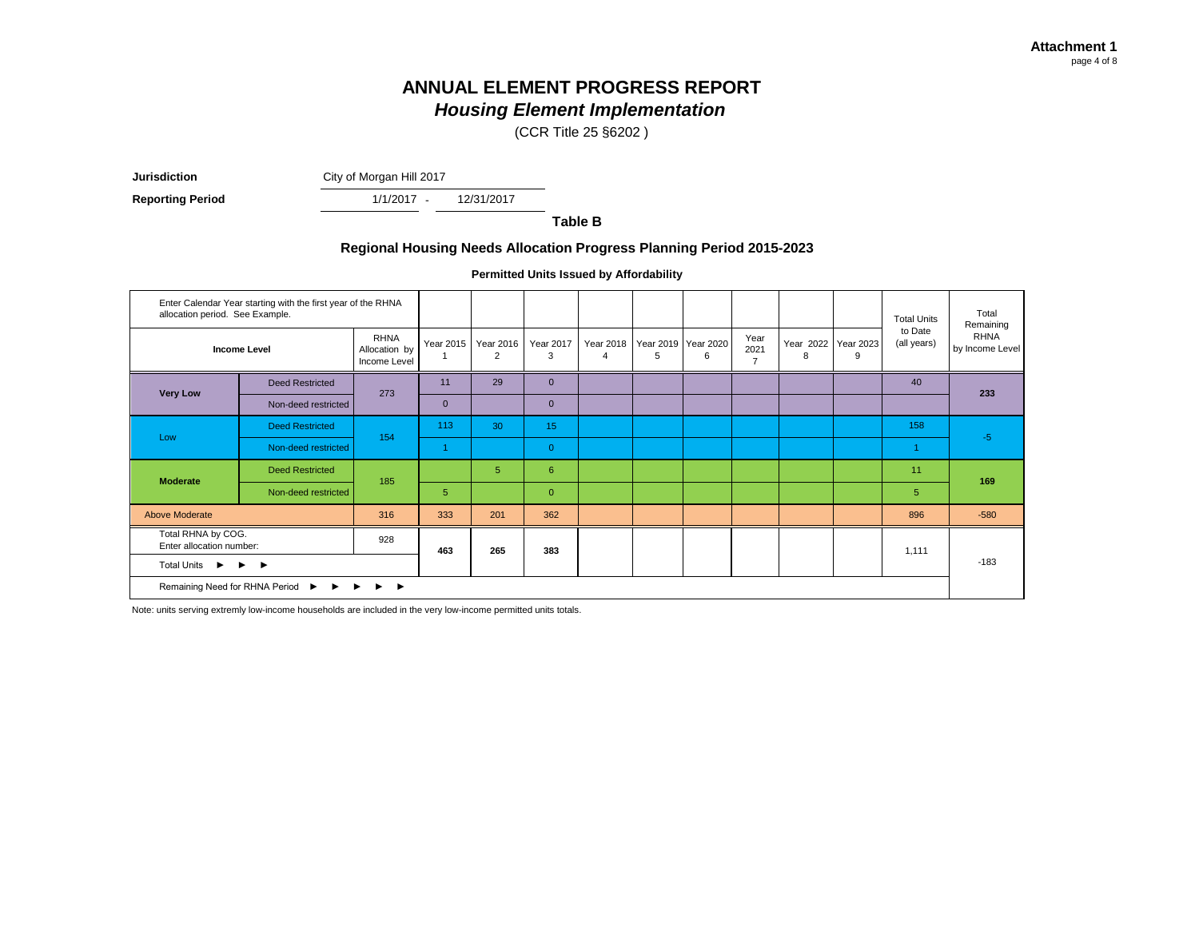Attachment 1

# ANNUAL ELEMENT PROGRESS REPORT
## *Housing Element Implementation*

(CCR Title 25 §6202 )

**Jurisdiction** City of Morgan Hill 2017

**Reporting Period** 1/1/2017 - 12/31/2017

### Table B

### Regional Housing Needs Allocation Progress Planning Period 2015-2023

**Permitted Units Issued by Affordability**

| Enter Calendar Year starting with the first year of the RHNA allocation period. See Example. | | | | | | | | | | | | | Total Units to Date (all years) | Total Remaining RHNA by Income Level |
|---|---|---|---|---|---|---|---|---|---|---|---|---|---|---|
| **Income Level** | | RHNA Allocation by Income Level | Year 2015 1 | Year 2016 2 | Year 2017 3 | Year 2018 4 | Year 2019 5 | Year 2020 6 | Year 2021 7 | Year 2022 8 | Year 2023 9 | | | |
| **Very Low** | Deed Restricted | 273 | 11 | 29 | 0 | | | | | | | | 40 | **233** |
| | Non-deed restricted | | 0 | | 0 | | | | | | | | | |
| Low | Deed Restricted | 154 | 113 | 30 | 15 | | | | | | | | 158 | -5 |
| | Non-deed restricted | | 1 | | 0 | | | | | | | | 1 | |
| **Moderate** | Deed Restricted | 185 | | 5 | 6 | | | | | | | | 11 | **169** |
| | Non-deed restricted | | 5 | | 0 | | | | | | | | 5 | |
| Above Moderate | | 316 | 333 | 201 | 362 | | | | | | | | 896 | -580 |
| Total RHNA by COG. Enter allocation number: | | 928 | **463** | **265** | **383** | | | | | | | | 1,111 | -183 |
| Total Units ► ► ► | | | | | | | | | | | | | | |
| Remaining Need for RHNA Period ► ► ► ► ► | | | | | | | | | | | | | | |

Note: units serving extremly low-income households are included in the very low-income permitted units totals.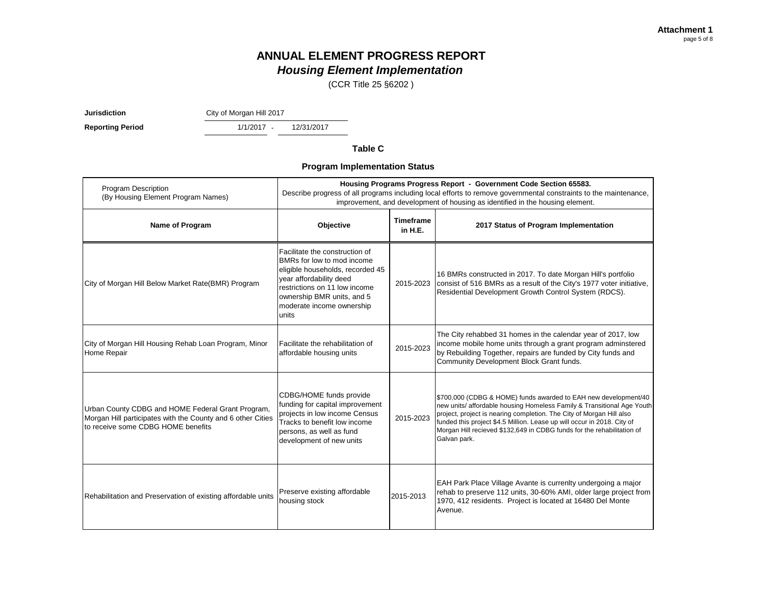# ANNUAL ELEMENT PROGRESS REPORT

## *Housing Element Implementation*

(CCR Title 25 §6202 )

**Jurisdiction** City of Morgan Hill 2017

**Reporting Period** 1/1/2017 - 12/31/2017

### Table C

### Program Implementation Status

| Program Description (By Housing Element Program Names) | Housing Programs Progress Report - Government Code Section 65583. Describe progress of all programs including local efforts to remove governmental constraints to the maintenance, improvement, and development of housing as identified in the housing element. | | |
|---|---|---|---|
| **Name of Program** | **Objective** | **Timeframe in H.E.** | **2017 Status of Program Implementation** |
| City of Morgan Hill Below Market Rate(BMR) Program | Facilitate the construction of BMRs for low to mod income eligible households, recorded 45 year affordability deed restrictions on 11 low income ownership BMR units, and 5 moderate income ownership units | 2015-2023 | 16 BMRs constructed in 2017. To date Morgan Hill's portfolio consist of 516 BMRs as a result of the City's 1977 voter initiative, Residential Development Growth Control System (RDCS). |
| City of Morgan Hill Housing Rehab Loan Program, Minor Home Repair | Facilitate the rehabilitation of affordable housing units | 2015-2023 | The City rehabbed 31 homes in the calendar year of 2017, low income mobile home units through a grant program adminstered by Rebuilding Together, repairs are funded by City funds and Community Development Block Grant funds. |
| Urban County CDBG and HOME Federal Grant Program, Morgan Hill participates with the County and 6 other Cities to receive some CDBG HOME benefits | CDBG/HOME funds provide funding for capital improvement projects in low income Census Tracks to benefit low income persons, as well as fund development of new units | 2015-2023 | \$700,000 (CDBG & HOME) funds awarded to EAH new development/40 new units/ affordable housing Homeless Family & Transitional Age Youth project, project is nearing completion. The City of Morgan Hill also funded this project \$4.5 Million. Lease up will occur in 2018. City of Morgan Hill recieved \$132,649 in CDBG funds for the rehabilitation of Galvan park. |
| Rehabilitation and Preservation of existing affordable units | Preserve existing affordable housing stock | 2015-2013 | EAH Park Place Village Avante is currenlty undergoing a major rehab to preserve 112 units, 30-60% AMI, older large project from 1970, 412 residents. Project is located at 16480 Del Monte Avenue. |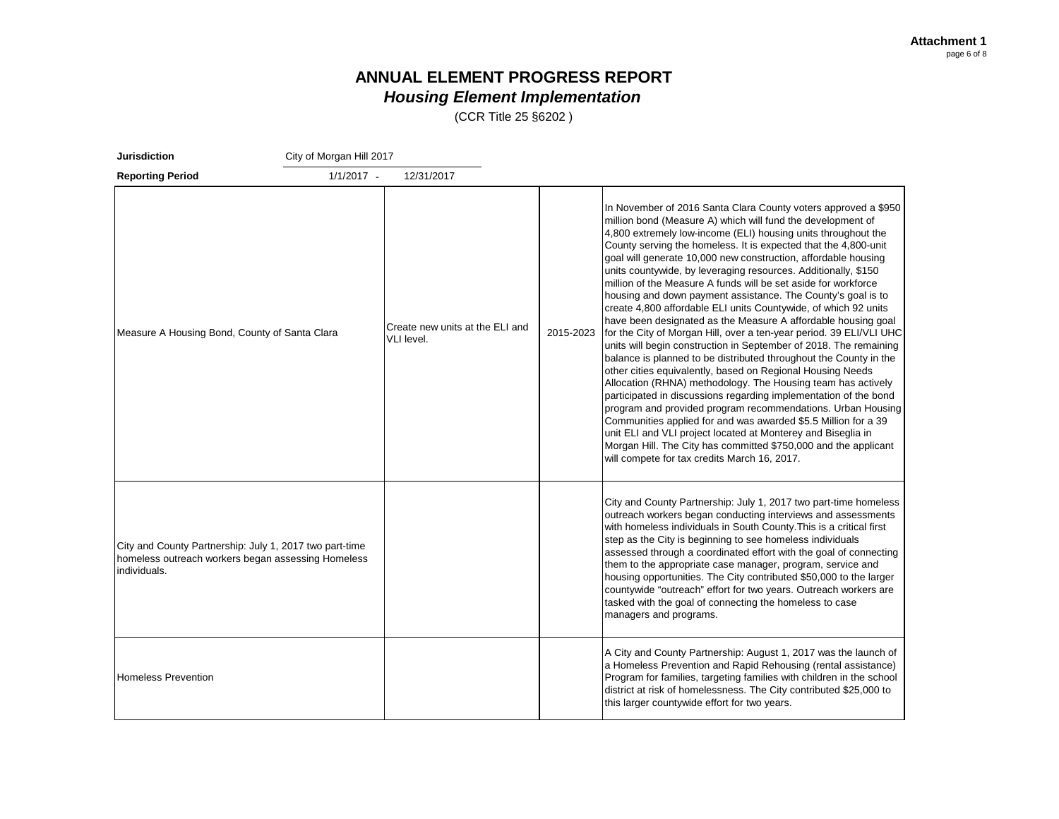**Attachment 1**
page 6 of 8

# ANNUAL ELEMENT PROGRESS REPORT
## *Housing Element Implementation*

(CCR Title 25 §6202 )

**Jurisdiction** City of Morgan Hill 2017

**Reporting Period** 1/1/2017 - 12/31/2017

| | | | |
|---|---|---|---|
| Measure A Housing Bond, County of Santa Clara | Create new units at the ELI and VLI level. | 2015-2023 | In November of 2016 Santa Clara County voters approved a $950 million bond (Measure A) which will fund the development of 4,800 extremely low-income (ELI) housing units throughout the County serving the homeless. It is expected that the 4,800-unit goal will generate 10,000 new construction, affordable housing units countywide, by leveraging resources. Additionally, $150 million of the Measure A funds will be set aside for workforce housing and down payment assistance. The County's goal is to create 4,800 affordable ELI units Countywide, of which 92 units have been designated as the Measure A affordable housing goal for the City of Morgan Hill, over a ten-year period. 39 ELI/VLI UHC units will begin construction in September of 2018. The remaining balance is planned to be distributed throughout the County in the other cities equivalently, based on Regional Housing Needs Allocation (RHNA) methodology. The Housing team has actively participated in discussions regarding implementation of the bond program and provided program recommendations. Urban Housing Communities applied for and was awarded $5.5 Million for a 39 unit ELI and VLI project located at Monterey and Biseglia in Morgan Hill. The City has committed $750,000 and the applicant will compete for tax credits March 16, 2017. |
| City and County Partnership: July 1, 2017 two part-time homeless outreach workers began assessing Homeless individuals. | | | City and County Partnership: July 1, 2017 two part-time homeless outreach workers began conducting interviews and assessments with homeless individuals in South County.This is a critical first step as the City is beginning to see homeless individuals assessed through a coordinated effort with the goal of connecting them to the appropriate case manager, program, service and housing opportunities. The City contributed $50,000 to the larger countywide "outreach" effort for two years. Outreach workers are tasked with the goal of connecting the homeless to case managers and programs. |
| Homeless Prevention | | | A City and County Partnership: August 1, 2017 was the launch of a Homeless Prevention and Rapid Rehousing (rental assistance) Program for families, targeting families with children in the school district at risk of homelessness. The City contributed $25,000 to this larger countywide effort for two years. |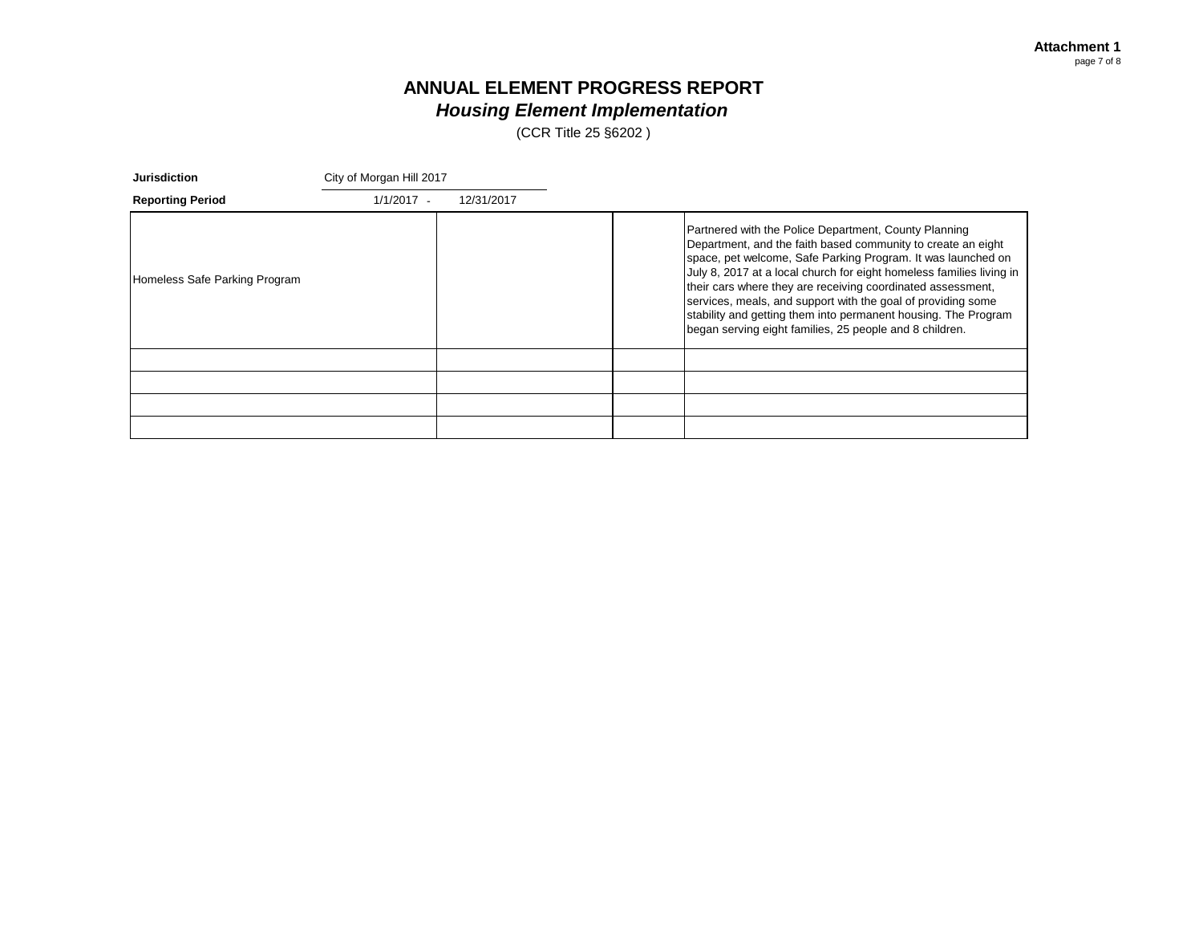**Attachment 1**

# ANNUAL ELEMENT PROGRESS REPORT
## *Housing Element Implementation*

(CCR Title 25 §6202 )

**Jurisdiction** City of Morgan Hill 2017

**Reporting Period** 1/1/2017 - 12/31/2017

| | | | |
|---|---|---|---|
| Homeless Safe Parking Program | | | Partnered with the Police Department, County Planning Department, and the faith based community to create an eight space, pet welcome, Safe Parking Program. It was launched on July 8, 2017 at a local church for eight homeless families living in their cars where they are receiving coordinated assessment, services, meals, and support with the goal of providing some stability and getting them into permanent housing. The Program began serving eight families, 25 people and 8 children. |
| | | | |
| | | | |
| | | | |
| | | | |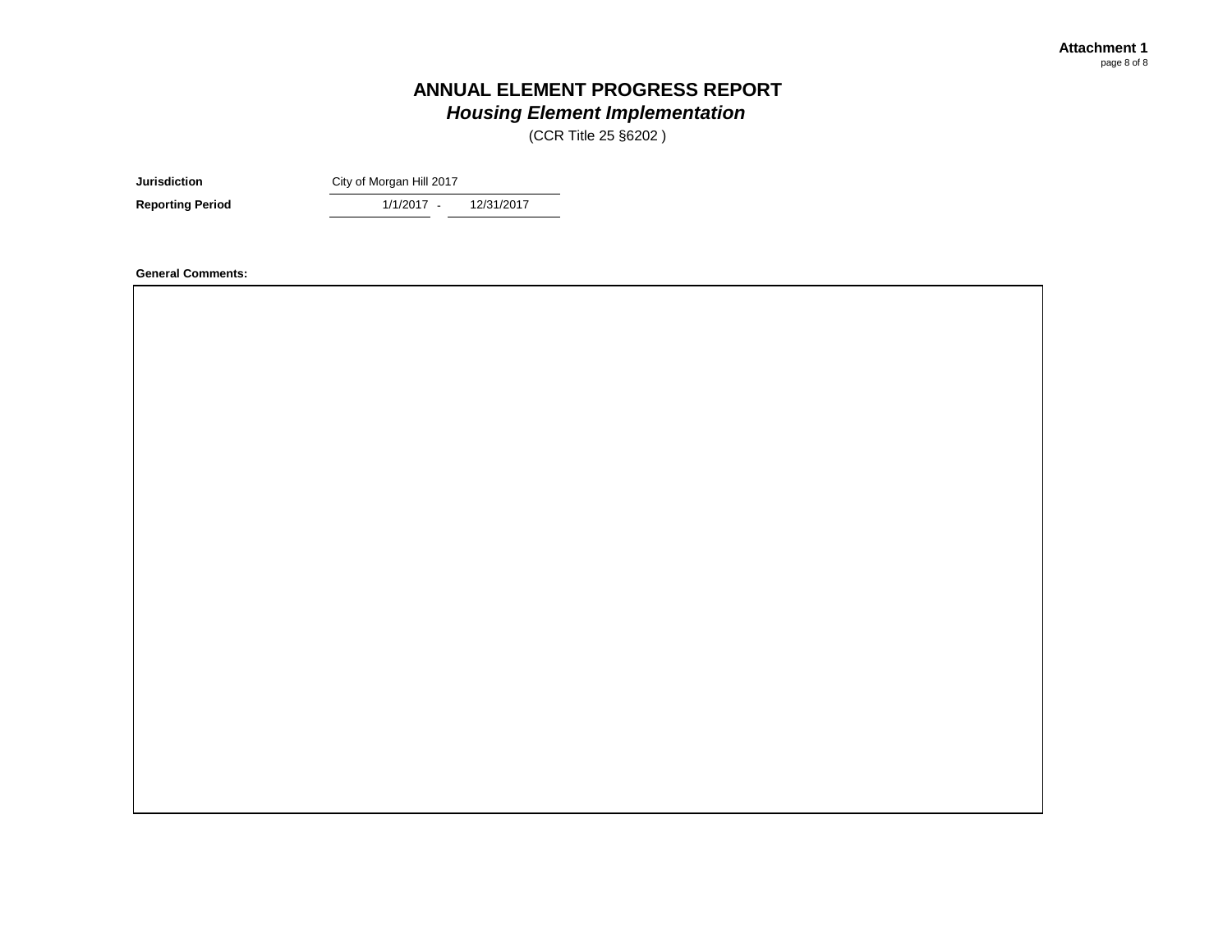**Attachment 1**

# ANNUAL ELEMENT PROGRESS REPORT

## *Housing Element Implementation*

(CCR Title 25 §6202 )

| | |
|---|---|
| **Jurisdiction** | City of Morgan Hill 2017 |
| **Reporting Period** | 1/1/2017 - 12/31/2017 |

**General Comments:**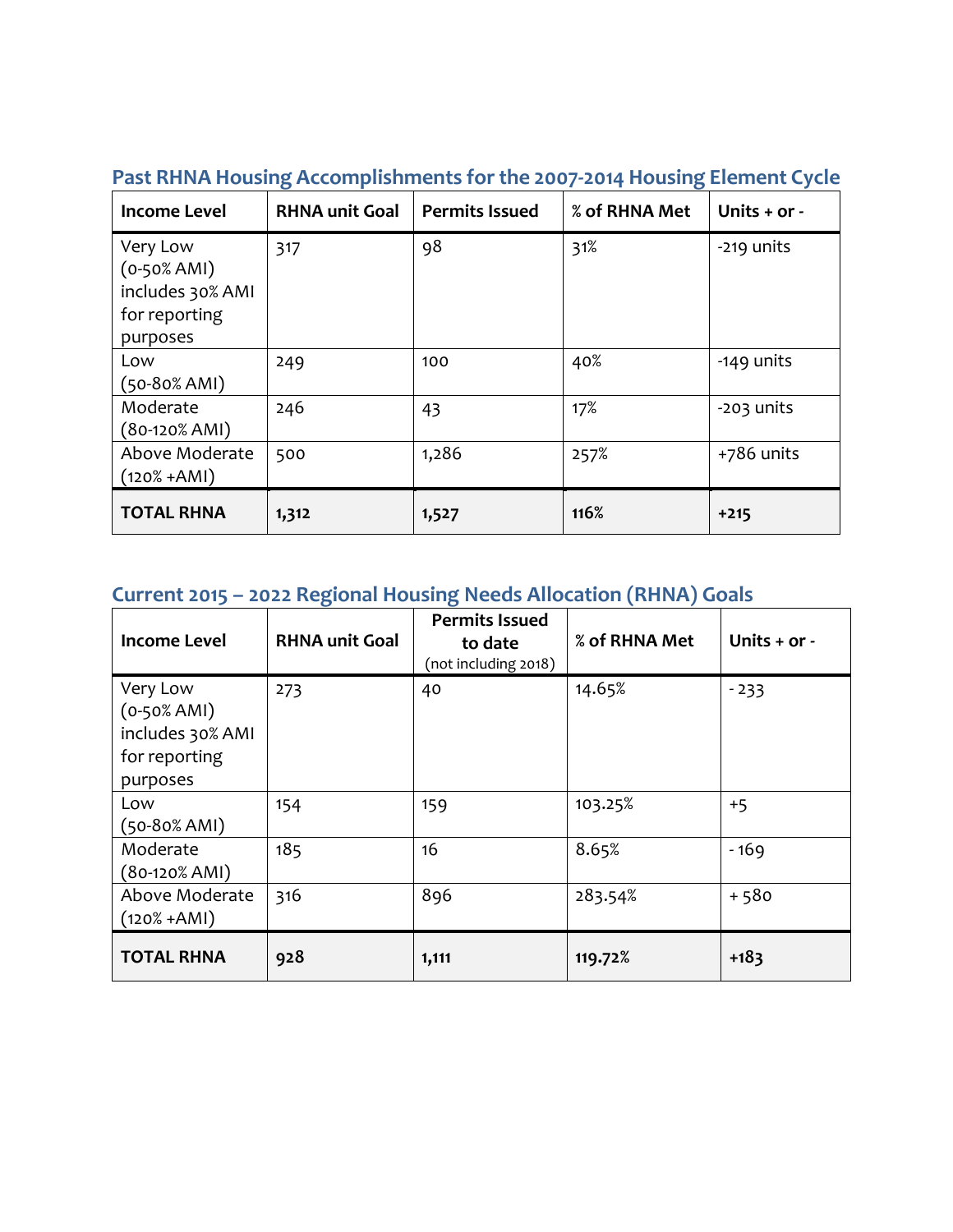## Past RHNA Housing Accomplishments for the 2007-2014 Housing Element Cycle

| Income Level | RHNA unit Goal | Permits Issued | % of RHNA Met | Units + or - |
|---|---|---|---|---|
| Very Low (0-50% AMI) includes 30% AMI for reporting purposes | 317 | 98 | 31% | -219 units |
| Low (50-80% AMI) | 249 | 100 | 40% | -149 units |
| Moderate (80-120% AMI) | 246 | 43 | 17% | -203 units |
| Above Moderate (120% +AMI) | 500 | 1,286 | 257% | +786 units |
| **TOTAL RHNA** | **1,312** | **1,527** | **116%** | **+215** |

## Current 2015 – 2022 Regional Housing Needs Allocation (RHNA) Goals

| Income Level | RHNA unit Goal | Permits Issued to date (not including 2018) | % of RHNA Met | Units + or - |
|---|---|---|---|---|
| Very Low (0-50% AMI) includes 30% AMI for reporting purposes | 273 | 40 | 14.65% | - 233 |
| Low (50-80% AMI) | 154 | 159 | 103.25% | +5 |
| Moderate (80-120% AMI) | 185 | 16 | 8.65% | - 169 |
| Above Moderate (120% +AMI) | 316 | 896 | 283.54% | + 580 |
| **TOTAL RHNA** | **928** | **1,111** | **119.72%** | **+183** |